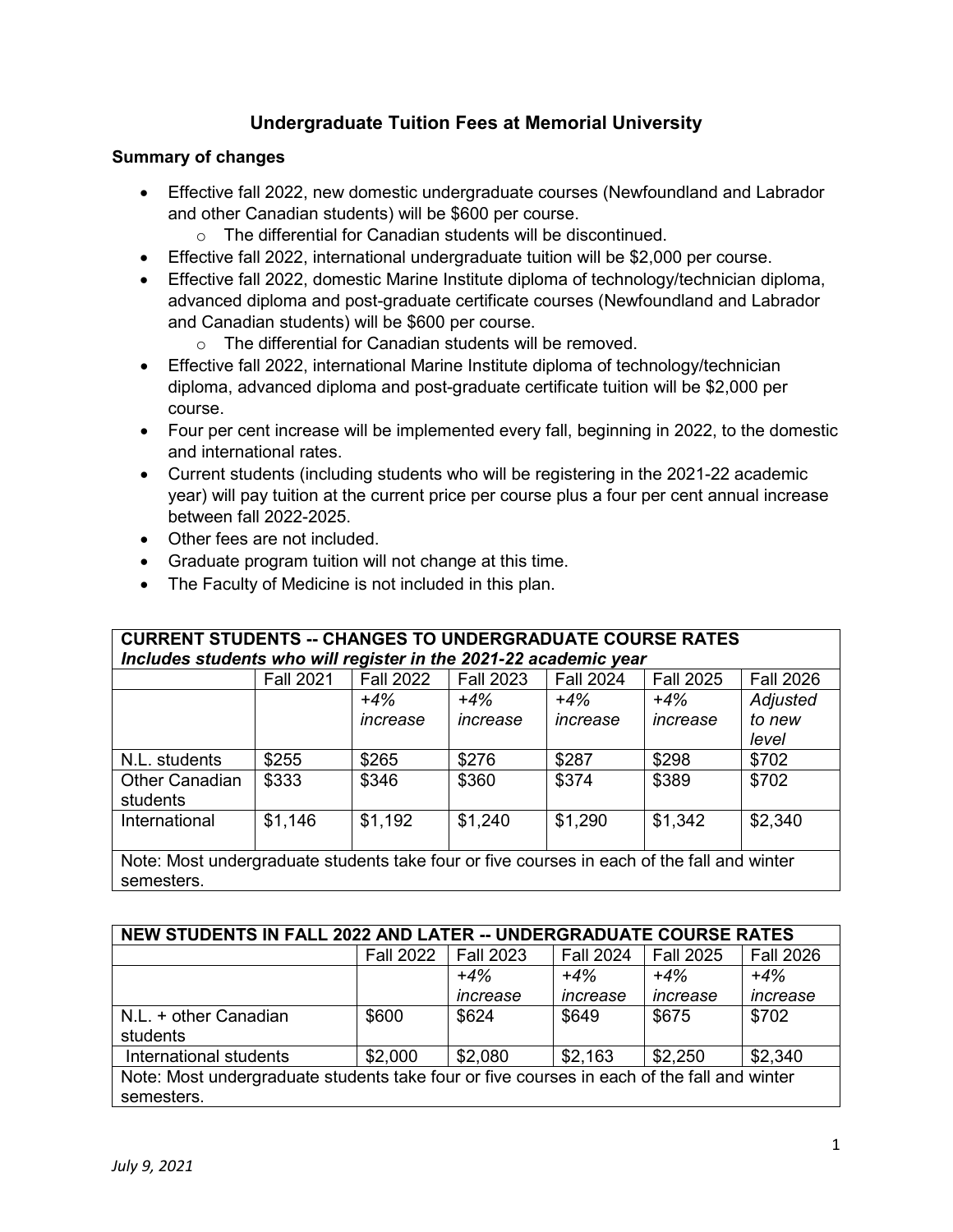# Undergraduate Tuition Fees at Memorial University

**Summary of changes**

- Effective fall 2022, new domestic undergraduate courses (Newfoundland and Labrador and other Canadian students) will be $600 per course.
  - The differential for Canadian students will be discontinued.
- Effective fall 2022, international undergraduate tuition will be $2,000 per course.
- Effective fall 2022, domestic Marine Institute diploma of technology/technician diploma, advanced diploma and post-graduate certificate courses (Newfoundland and Labrador and Canadian students) will be $600 per course.
  - The differential for Canadian students will be removed.
- Effective fall 2022, international Marine Institute diploma of technology/technician diploma, advanced diploma and post-graduate certificate tuition will be $2,000 per course.
- Four per cent increase will be implemented every fall, beginning in 2022, to the domestic and international rates.
- Current students (including students who will be registering in the 2021-22 academic year) will pay tuition at the current price per course plus a four per cent annual increase between fall 2022-2025.
- Other fees are not included.
- Graduate program tuition will not change at this time.
- The Faculty of Medicine is not included in this plan.

| **CURRENT STUDENTS -- CHANGES TO UNDERGRADUATE COURSE RATES** ***Includes students who will register in the 2021-22 academic year*** | | | | | | |
|---|---|---|---|---|---|---|
| | Fall 2021 | Fall 2022 | Fall 2023 | Fall 2024 | Fall 2025 | Fall 2026 |
| | | *+4% increase* | *+4% increase* | *+4% increase* | *+4% increase* | *Adjusted to new level* |
| N.L. students | $255 | $265 | $276 | $287 | $298 | $702 |
| Other Canadian students | $333 | $346 | $360 | $374 | $389 | $702 |
| International | $1,146 | $1,192 | $1,240 | $1,290 | $1,342 | $2,340 |
| Note: Most undergraduate students take four or five courses in each of the fall and winter semesters. | | | | | | |

| **NEW STUDENTS IN FALL 2022 AND LATER -- UNDERGRADUATE COURSE RATES** | | | | | |
|---|---|---|---|---|---|
| | Fall 2022 | Fall 2023 | Fall 2024 | Fall 2025 | Fall 2026 |
| | | *+4% increase* | *+4% increase* | *+4% increase* | *+4% increase* |
| N.L. + other Canadian students | $600 | $624 | $649 | $675 | $702 |
| International students | $2,000 | $2,080 | $2,163 | $2,250 | $2,340 |
| Note: Most undergraduate students take four or five courses in each of the fall and winter semesters. | | | | | |

*July 9, 2021*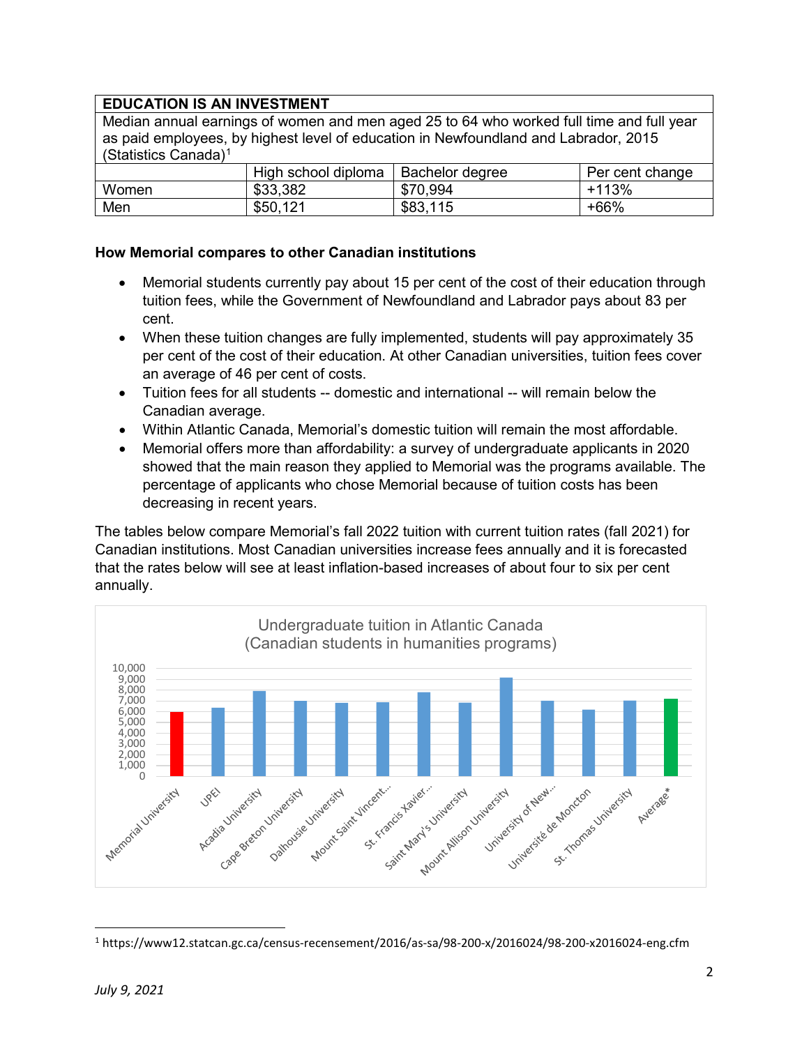| EDUCATION IS AN INVESTMENT | | | |
|---|---|---|---|
| Median annual earnings of women and men aged 25 to 64 who worked full time and full year as paid employees, by highest level of education in Newfoundland and Labrador, 2015 (Statistics Canada)[1] | | | |
| | High school diploma | Bachelor degree | Per cent change |
| Women | $33,382 | $70,994 | +113% |
| Men | $50,121 | $83,115 | +66% |

**How Memorial compares to other Canadian institutions**

- Memorial students currently pay about 15 per cent of the cost of their education through tuition fees, while the Government of Newfoundland and Labrador pays about 83 per cent.
- When these tuition changes are fully implemented, students will pay approximately 35 per cent of the cost of their education. At other Canadian universities, tuition fees cover an average of 46 per cent of costs.
- Tuition fees for all students -- domestic and international -- will remain below the Canadian average.
- Within Atlantic Canada, Memorial's domestic tuition will remain the most affordable.
- Memorial offers more than affordability: a survey of undergraduate applicants in 2020 showed that the main reason they applied to Memorial was the programs available. The percentage of applicants who chose Memorial because of tuition costs has been decreasing in recent years.

The tables below compare Memorial's fall 2022 tuition with current tuition rates (fall 2021) for Canadian institutions. Most Canadian universities increase fees annually and it is forecasted that the rates below will see at least inflation-based increases of about four to six per cent annually.

Undergraduate tuition in Atlantic Canada
(Canadian students in humanities programs)

---

[1] https://www12.statcan.gc.ca/census-recensement/2016/as-sa/98-200-x/2016024/98-200-x2016024-eng.cfm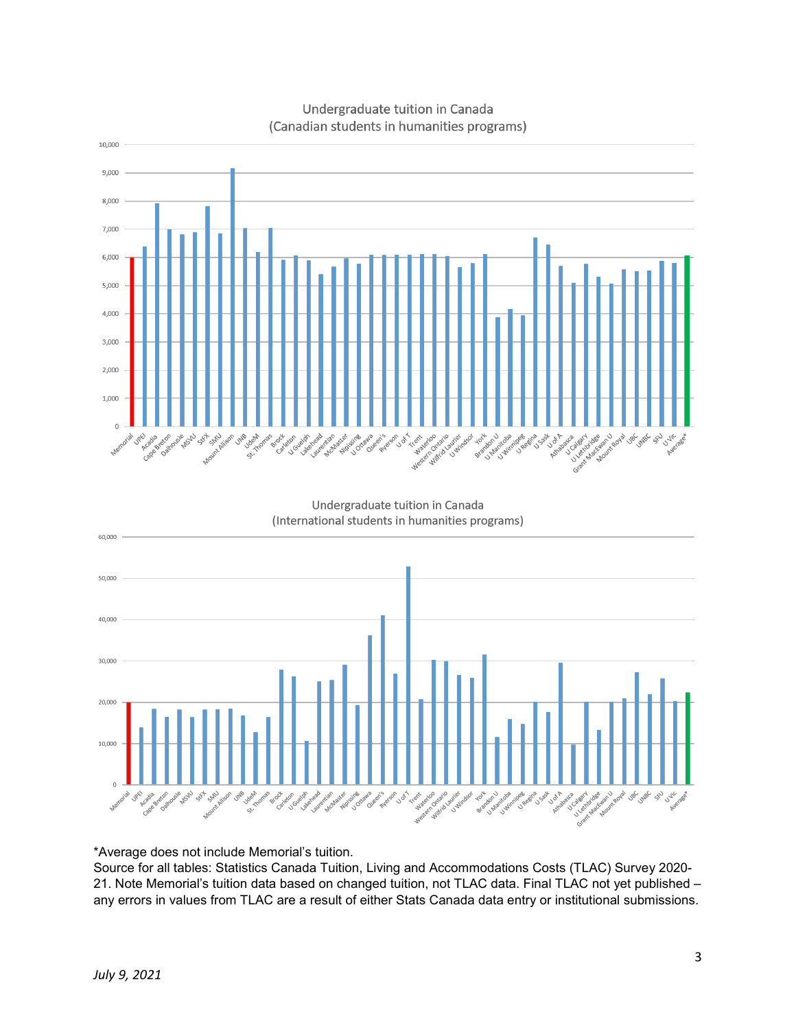Undergraduate tuition in Canada
(Canadian students in humanities programs)

Undergraduate tuition in Canada
(International students in humanities programs)

*Average does not include Memorial's tuition.
Source for all tables: Statistics Canada Tuition, Living and Accommodations Costs (TLAC) Survey 2020-21. Note Memorial's tuition data based on changed tuition, not TLAC data. Final TLAC not yet published – any errors in values from TLAC are a result of either Stats Canada data entry or institutional submissions.

*July 9, 2021*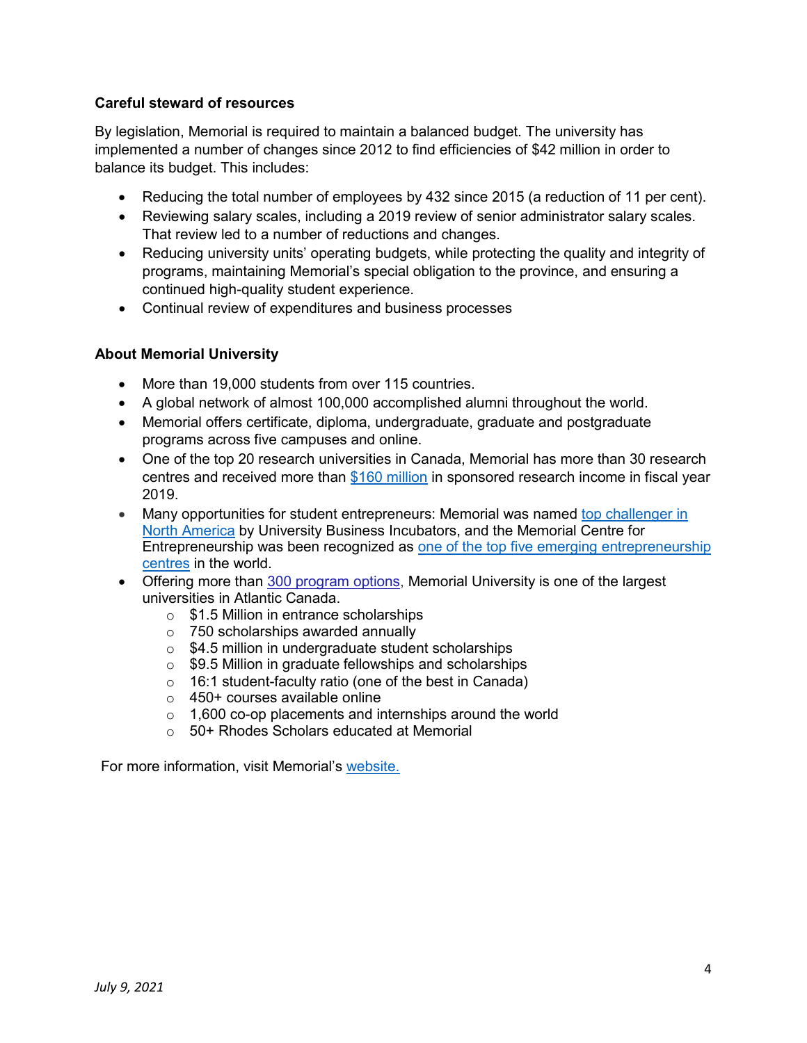**Careful steward of resources**

By legislation, Memorial is required to maintain a balanced budget. The university has implemented a number of changes since 2012 to find efficiencies of $42 million in order to balance its budget. This includes:

- Reducing the total number of employees by 432 since 2015 (a reduction of 11 per cent).
- Reviewing salary scales, including a 2019 review of senior administrator salary scales. That review led to a number of reductions and changes.
- Reducing university units' operating budgets, while protecting the quality and integrity of programs, maintaining Memorial's special obligation to the province, and ensuring a continued high-quality student experience.
- Continual review of expenditures and business processes

**About Memorial University**

- More than 19,000 students from over 115 countries.
- A global network of almost 100,000 accomplished alumni throughout the world.
- Memorial offers certificate, diploma, undergraduate, graduate and postgraduate programs across five campuses and online.
- One of the top 20 research universities in Canada, Memorial has more than 30 research centres and received more than $160 million in sponsored research income in fiscal year 2019.
- Many opportunities for student entrepreneurs: Memorial was named top challenger in North America by University Business Incubators, and the Memorial Centre for Entrepreneurship was been recognized as one of the top five emerging entrepreneurship centres in the world.
- Offering more than 300 program options, Memorial University is one of the largest universities in Atlantic Canada.
  - $1.5 Million in entrance scholarships
  - 750 scholarships awarded annually
  - $4.5 million in undergraduate student scholarships
  - $9.5 Million in graduate fellowships and scholarships
  - 16:1 student-faculty ratio (one of the best in Canada)
  - 450+ courses available online
  - 1,600 co-op placements and internships around the world
  - 50+ Rhodes Scholars educated at Memorial

For more information, visit Memorial's website.

*July 9, 2021*